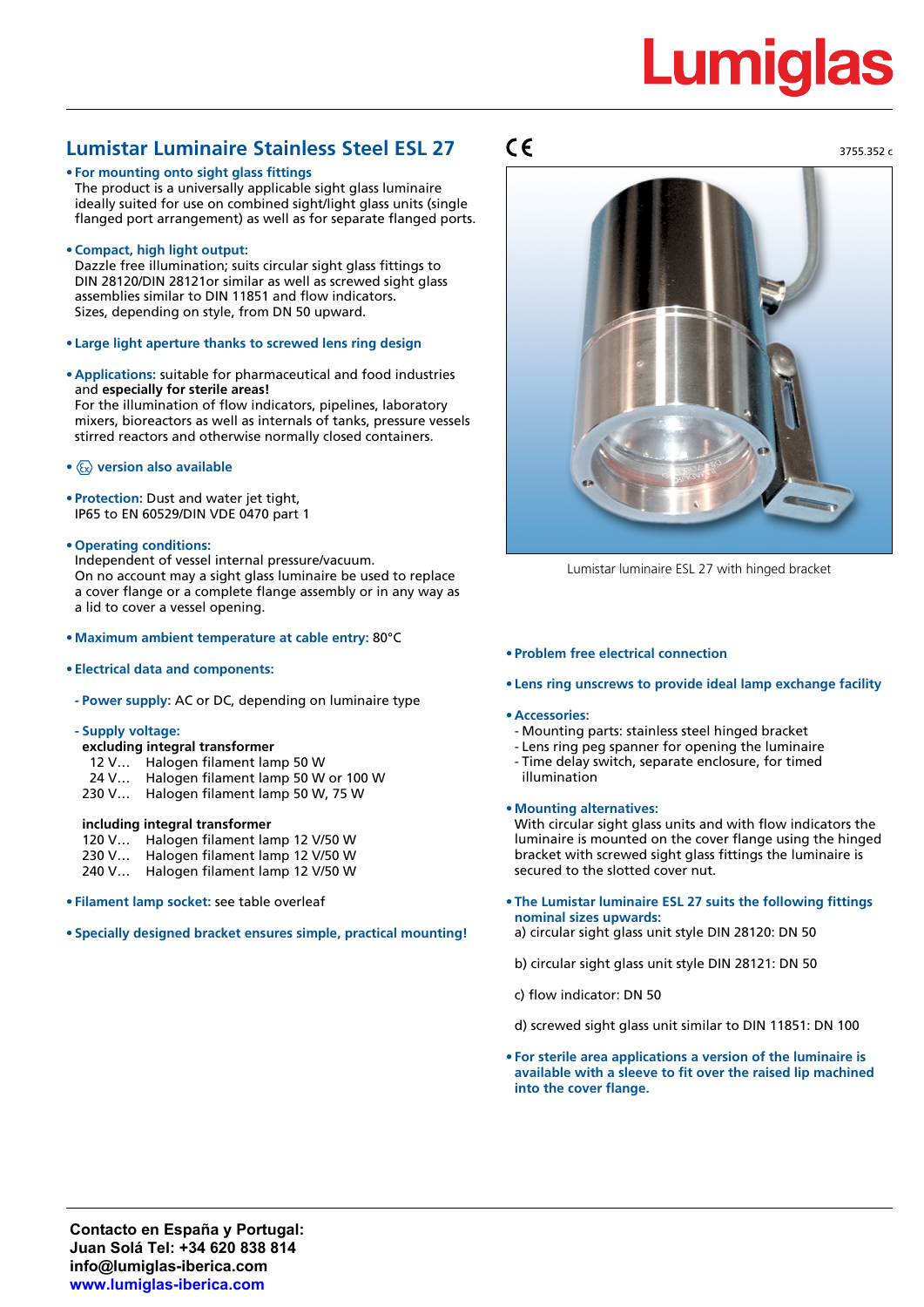# Lumiglas

## Lumistar Luminaire Stainless Steel ESL 27

CE

3755.352 c

- **For mounting onto sight glass fittings**
  The product is a universally applicable sight glass luminaire ideally suited for use on combined sight/light glass units (single flanged port arrangement) as well as for separate flanged ports.

- **Compact, high light output:**
  Dazzle free illumination; suits circular sight glass fittings to DIN 28120/DIN 28121or similar as well as screwed sight glass assemblies similar to DIN 11851 and flow indicators.
  Sizes, depending on style, from DN 50 upward.

- **Large light aperture thanks to screwed lens ring design**

- **Applications:** suitable for pharmaceutical and food industries and **especially for sterile areas!**
  For the illumination of flow indicators, pipelines, laboratory mixers, bioreactors as well as internals of tanks, pressure vessels stirred reactors and otherwise normally closed containers.

- **Ex version also available**

- **Protection:** Dust and water jet tight,
  IP65 to EN 60529/DIN VDE 0470 part 1

- **Operating conditions:**
  Independent of vessel internal pressure/vacuum.
  On no account may a sight glass luminaire be used to replace a cover flange or a complete flange assembly or in any way as a lid to cover a vessel opening.

- **Maximum ambient temperature at cable entry:** 80°C

- **Electrical data and components:**

  - **Power supply:** AC or DC, depending on luminaire type

  - **Supply voltage:**

    **excluding integral transformer**
    12 V… Halogen filament lamp 50 W
    24 V… Halogen filament lamp 50 W or 100 W
    230 V… Halogen filament lamp 50 W, 75 W

    **including integral transformer**
    120 V… Halogen filament lamp 12 V/50 W
    230 V… Halogen filament lamp 12 V/50 W
    240 V… Halogen filament lamp 12 V/50 W

- **Filament lamp socket:** see table overleaf

- **Specially designed bracket ensures simple, practical mounting!**

Lumistar luminaire ESL 27 with hinged bracket

- **Problem free electrical connection**

- **Lens ring unscrews to provide ideal lamp exchange facility**

- **Accessories:**
  - Mounting parts: stainless steel hinged bracket
  - Lens ring peg spanner for opening the luminaire
  - Time delay switch, separate enclosure, for timed illumination

- **Mounting alternatives:**
  With circular sight glass units and with flow indicators the luminaire is mounted on the cover flange using the hinged bracket with screwed sight glass fittings the luminaire is secured to the slotted cover nut.

- **The Lumistar luminaire ESL 27 suits the following fittings nominal sizes upwards:**
  a) circular sight glass unit style DIN 28120: DN 50

  b) circular sight glass unit style DIN 28121: DN 50

  c) flow indicator: DN 50

  d) screwed sight glass unit similar to DIN 11851: DN 100

- **For sterile area applications a version of the luminaire is available with a sleeve to fit over the raised lip machined into the cover flange.**

**Contacto en España y Portugal:**
**Juan Solá Tel: +34 620 838 814**
**info@lumiglas-iberica.com**
**www.lumiglas-iberica.com**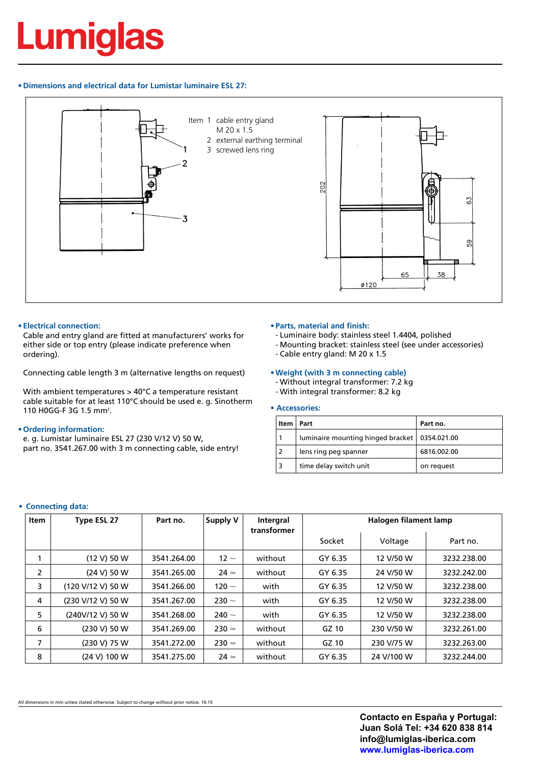# Lumiglas

**• Dimensions and electrical data for Lumistar luminaire ESL 27:**

Item 1 cable entry gland M 20 x 1.5
2 external earthing terminal
3 screwed lens ring

202
63
59
65
38
ø120

**• Electrical connection:**

Cable and entry gland are fitted at manufacturers' works for either side or top entry (please indicate preference when ordering).

Connecting cable length 3 m (alternative lengths on request)

With ambient temperatures > 40°C a temperature resistant cable suitable for at least 110°C should be used e. g. Sinotherm 110 H0GG-F 3G 1.5 mm².

**• Ordering information:**

e. g. Lumistar luminaire ESL 27 (230 V/12 V) 50 W, part no. 3541.267.00 with 3 m connecting cable, side entry!

**• Parts, material and finish:**

- Luminaire body: stainless steel 1.4404, polished
- Mounting bracket: stainless steel (see under accessories)
- Cable entry gland: M 20 x 1.5

**• Weight (with 3 m connecting cable)**

- Without integral transformer: 7.2 kg
- With integral transformer: 8.2 kg

**• Accessories:**

| Item | Part | Part no. |
|---|---|---|
| 1 | luminaire mounting hinged bracket | 0354.021.00 |
| 2 | lens ring peg spanner | 6816.002.00 |
| 3 | time delay switch unit | on request |

**• Connecting data:**

| Item | Type ESL 27 | Part no. | Supply V | Intergral transformer | Halogen filament lamp | | |
|---|---|---|---|---|---|---|---|
| | | | | | Socket | Voltage | Part no. |
| 1 | (12 V) 50 W | 3541.264.00 | 12 ~ | without | GY 6.35 | 12 V/50 W | 3232.238.00 |
| 2 | (24 V) 50 W | 3541.265.00 | 24 ≃ | without | GY 6.35 | 24 V/50 W | 3232.242.00 |
| 3 | (120 V/12 V) 50 W | 3541.266.00 | 120 ~ | with | GY 6.35 | 12 V/50 W | 3232.238.00 |
| 4 | (230 V/12 V) 50 W | 3541.267.00 | 230 ~ | with | GY 6.35 | 12 V/50 W | 3232.238.00 |
| 5 | (240V/12 V) 50 W | 3541.268.00 | 240 ~ | with | GY 6.35 | 12 V/50 W | 3232.238.00 |
| 6 | (230 V) 50 W | 3541.269.00 | 230 ≃ | without | GZ 10 | 230 V/50 W | 3232.261.00 |
| 7 | (230 V) 75 W | 3541.272.00 | 230 ≃ | without | GZ 10 | 230 V/75 W | 3232.263.00 |
| 8 | (24 V) 100 W | 3541.275.00 | 24 ≃ | without | GY 6.35 | 24 V/100 W | 3232.244.00 |

All dimensions in mm unless stated otherwise. Subject to change without prior notice. 10.15

**Contacto en España y Portugal:**
**Juan Solá Tel: +34 620 838 814**
**info@lumiglas-iberica.com**
**www.lumiglas-iberica.com**